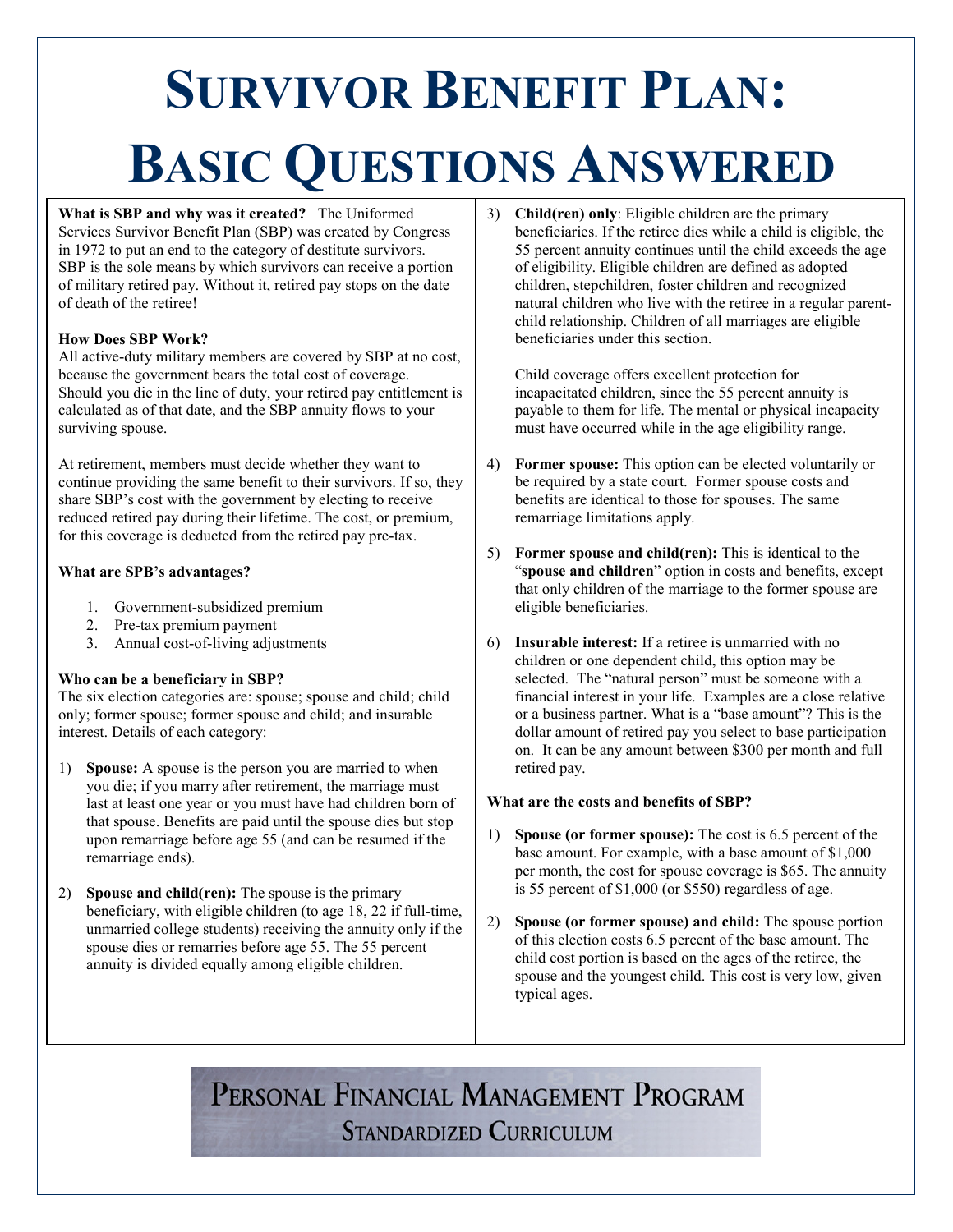# Survivor Benefit Plan: Basic Questions Answered

**What is SBP and why was it created?** The Uniformed Services Survivor Benefit Plan (SBP) was created by Congress in 1972 to put an end to the category of destitute survivors. SBP is the sole means by which survivors can receive a portion of military retired pay. Without it, retired pay stops on the date of death of the retiree!

**How Does SBP Work?**

All active-duty military members are covered by SBP at no cost, because the government bears the total cost of coverage. Should you die in the line of duty, your retired pay entitlement is calculated as of that date, and the SBP annuity flows to your surviving spouse.

At retirement, members must decide whether they want to continue providing the same benefit to their survivors. If so, they share SBP's cost with the government by electing to receive reduced retired pay during their lifetime. The cost, or premium, for this coverage is deducted from the retired pay pre-tax.

**What are SPB's advantages?**

1. Government-subsidized premium
2. Pre-tax premium payment
3. Annual cost-of-living adjustments

**Who can be a beneficiary in SBP?**

The six election categories are: spouse; spouse and child; child only; former spouse; former spouse and child; and insurable interest. Details of each category:

1) **Spouse:** A spouse is the person you are married to when you die; if you marry after retirement, the marriage must last at least one year or you must have had children born of that spouse. Benefits are paid until the spouse dies but stop upon remarriage before age 55 (and can be resumed if the remarriage ends).

2) **Spouse and child(ren):** The spouse is the primary beneficiary, with eligible children (to age 18, 22 if full-time, unmarried college students) receiving the annuity only if the spouse dies or remarries before age 55. The 55 percent annuity is divided equally among eligible children.

3) **Child(ren) only**: Eligible children are the primary beneficiaries. If the retiree dies while a child is eligible, the 55 percent annuity continues until the child exceeds the age of eligibility. Eligible children are defined as adopted children, stepchildren, foster children and recognized natural children who live with the retiree in a regular parent-child relationship. Children of all marriages are eligible beneficiaries under this section.

   Child coverage offers excellent protection for incapacitated children, since the 55 percent annuity is payable to them for life. The mental or physical incapacity must have occurred while in the age eligibility range.

4) **Former spouse:** This option can be elected voluntarily or be required by a state court. Former spouse costs and benefits are identical to those for spouses. The same remarriage limitations apply.

5) **Former spouse and child(ren):** This is identical to the "**spouse and children**" option in costs and benefits, except that only children of the marriage to the former spouse are eligible beneficiaries.

6) **Insurable interest:** If a retiree is unmarried with no children or one dependent child, this option may be selected. The "natural person" must be someone with a financial interest in your life. Examples are a close relative or a business partner. What is a "base amount"? This is the dollar amount of retired pay you select to base participation on. It can be any amount between $300 per month and full retired pay.

**What are the costs and benefits of SBP?**

1) **Spouse (or former spouse):** The cost is 6.5 percent of the base amount. For example, with a base amount of $1,000 per month, the cost for spouse coverage is $65. The annuity is 55 percent of $1,000 (or $550) regardless of age.

2) **Spouse (or former spouse) and child:** The spouse portion of this election costs 6.5 percent of the base amount. The child cost portion is based on the ages of the retiree, the spouse and the youngest child. This cost is very low, given typical ages.

Personal Financial Management Program

Standardized Curriculum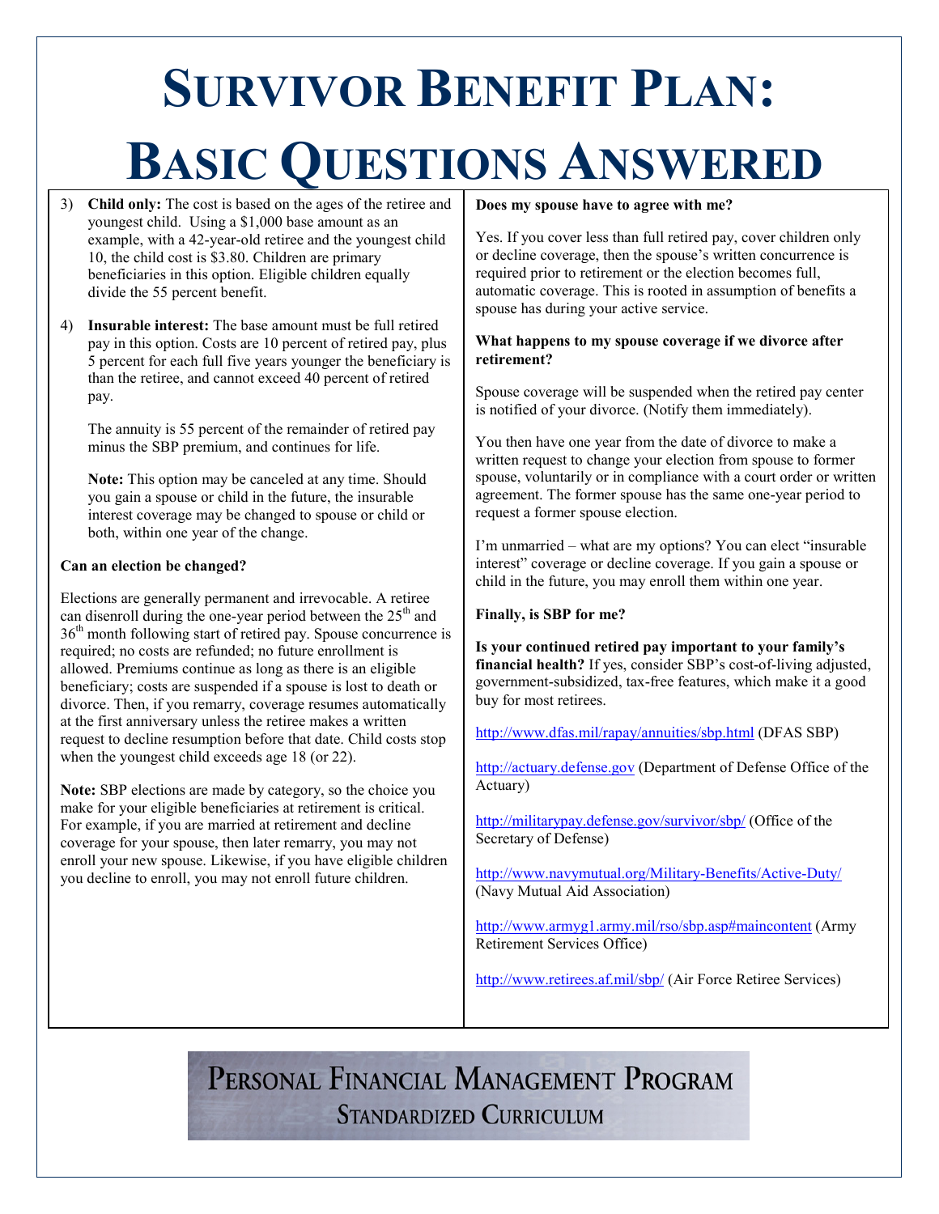# SURVIVOR BENEFIT PLAN: BASIC QUESTIONS ANSWERED

3) **Child only:** The cost is based on the ages of the retiree and youngest child. Using a $1,000 base amount as an example, with a 42-year-old retiree and the youngest child 10, the child cost is $3.80. Children are primary beneficiaries in this option. Eligible children equally divide the 55 percent benefit.

4) **Insurable interest:** The base amount must be full retired pay in this option. Costs are 10 percent of retired pay, plus 5 percent for each full five years younger the beneficiary is than the retiree, and cannot exceed 40 percent of retired pay.

   The annuity is 55 percent of the remainder of retired pay minus the SBP premium, and continues for life.

   **Note:** This option may be canceled at any time. Should you gain a spouse or child in the future, the insurable interest coverage may be changed to spouse or child or both, within one year of the change.

**Can an election be changed?**

Elections are generally permanent and irrevocable. A retiree can disenroll during the one-year period between the 25th and 36th month following start of retired pay. Spouse concurrence is required; no costs are refunded; no future enrollment is allowed. Premiums continue as long as there is an eligible beneficiary; costs are suspended if a spouse is lost to death or divorce. Then, if you remarry, coverage resumes automatically at the first anniversary unless the retiree makes a written request to decline resumption before that date. Child costs stop when the youngest child exceeds age 18 (or 22).

**Note:** SBP elections are made by category, so the choice you make for your eligible beneficiaries at retirement is critical. For example, if you are married at retirement and decline coverage for your spouse, then later remarry, you may not enroll your new spouse. Likewise, if you have eligible children you decline to enroll, you may not enroll future children.

**Does my spouse have to agree with me?**

Yes. If you cover less than full retired pay, cover children only or decline coverage, then the spouse's written concurrence is required prior to retirement or the election becomes full, automatic coverage. This is rooted in assumption of benefits a spouse has during your active service.

**What happens to my spouse coverage if we divorce after retirement?**

Spouse coverage will be suspended when the retired pay center is notified of your divorce. (Notify them immediately).

You then have one year from the date of divorce to make a written request to change your election from spouse to former spouse, voluntarily or in compliance with a court order or written agreement. The former spouse has the same one-year period to request a former spouse election.

I'm unmarried – what are my options? You can elect "insurable interest" coverage or decline coverage. If you gain a spouse or child in the future, you may enroll them within one year.

**Finally, is SBP for me?**

**Is your continued retired pay important to your family's financial health?** If yes, consider SBP's cost-of-living adjusted, government-subsidized, tax-free features, which make it a good buy for most retirees.

http://www.dfas.mil/rapay/annuities/sbp.html (DFAS SBP)

http://actuary.defense.gov (Department of Defense Office of the Actuary)

http://militarypay.defense.gov/survivor/sbp/ (Office of the Secretary of Defense)

http://www.navymutual.org/Military-Benefits/Active-Duty/ (Navy Mutual Aid Association)

http://www.armyg1.army.mil/rso/sbp.asp#maincontent (Army Retirement Services Office)

http://www.retirees.af.mil/sbp/ (Air Force Retiree Services)

PERSONAL FINANCIAL MANAGEMENT PROGRAM
STANDARDIZED CURRICULUM